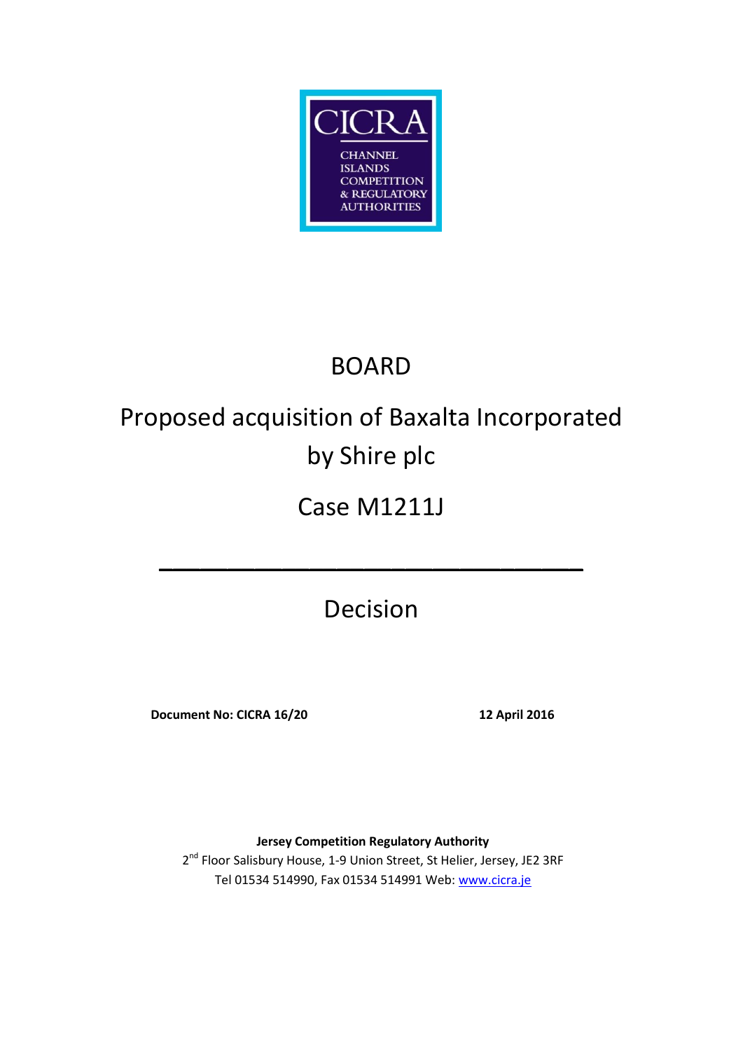CICRA

CHANNEL ISLANDS COMPETITION & REGULATORY AUTHORITIES

# BOARD

# Proposed acquisition of Baxalta Incorporated by Shire plc

# Case M1211J

---

# Decision

**Document No: CICRA 16/20** **12 April 2016**

**Jersey Competition Regulatory Authority**

2nd Floor Salisbury House, 1-9 Union Street, St Helier, Jersey, JE2 3RF

Tel 01534 514990, Fax 01534 514991 Web: www.cicra.je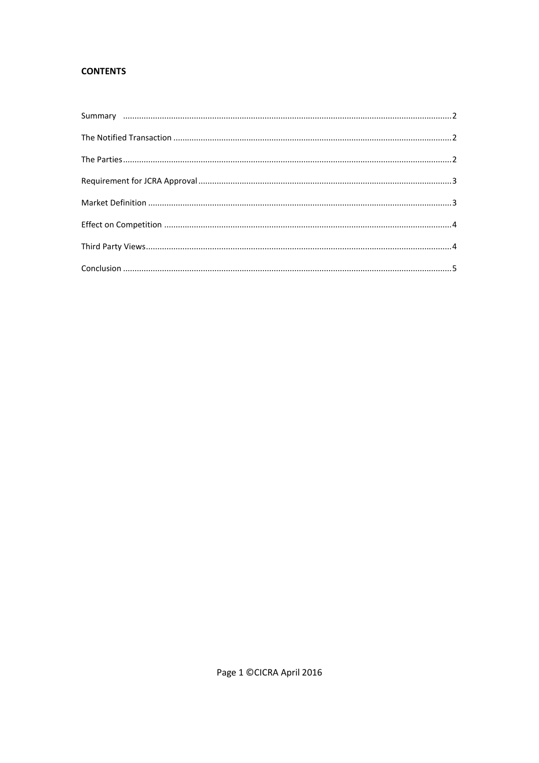**CONTENTS**

Summary ........................................................................................................................................2

The Notified Transaction ...............................................................................................................2

The Parties.....................................................................................................................................2

Requirement for JCRA Approval ...................................................................................................3

Market Definition ..........................................................................................................................3

Effect on Competition ...................................................................................................................4

Third Party Views...........................................................................................................................4

Conclusion .....................................................................................................................................5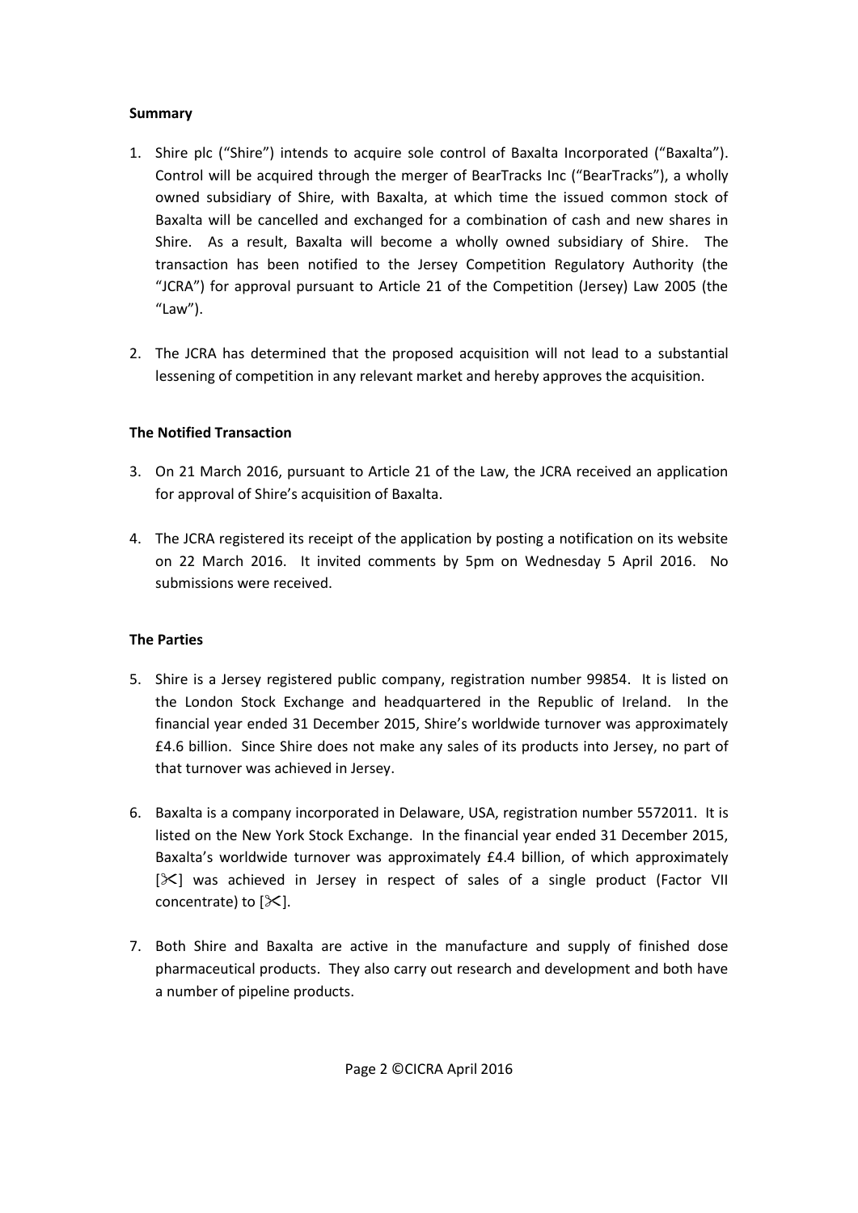**Summary**

1. Shire plc ("Shire") intends to acquire sole control of Baxalta Incorporated ("Baxalta"). Control will be acquired through the merger of BearTracks Inc ("BearTracks"), a wholly owned subsidiary of Shire, with Baxalta, at which time the issued common stock of Baxalta will be cancelled and exchanged for a combination of cash and new shares in Shire. As a result, Baxalta will become a wholly owned subsidiary of Shire. The transaction has been notified to the Jersey Competition Regulatory Authority (the "JCRA") for approval pursuant to Article 21 of the Competition (Jersey) Law 2005 (the "Law").

2. The JCRA has determined that the proposed acquisition will not lead to a substantial lessening of competition in any relevant market and hereby approves the acquisition.

**The Notified Transaction**

3. On 21 March 2016, pursuant to Article 21 of the Law, the JCRA received an application for approval of Shire's acquisition of Baxalta.

4. The JCRA registered its receipt of the application by posting a notification on its website on 22 March 2016. It invited comments by 5pm on Wednesday 5 April 2016. No submissions were received.

**The Parties**

5. Shire is a Jersey registered public company, registration number 99854. It is listed on the London Stock Exchange and headquartered in the Republic of Ireland. In the financial year ended 31 December 2015, Shire's worldwide turnover was approximately £4.6 billion. Since Shire does not make any sales of its products into Jersey, no part of that turnover was achieved in Jersey.

6. Baxalta is a company incorporated in Delaware, USA, registration number 5572011. It is listed on the New York Stock Exchange. In the financial year ended 31 December 2015, Baxalta's worldwide turnover was approximately £4.4 billion, of which approximately [✂] was achieved in Jersey in respect of sales of a single product (Factor VII concentrate) to [✂].

7. Both Shire and Baxalta are active in the manufacture and supply of finished dose pharmaceutical products. They also carry out research and development and both have a number of pipeline products.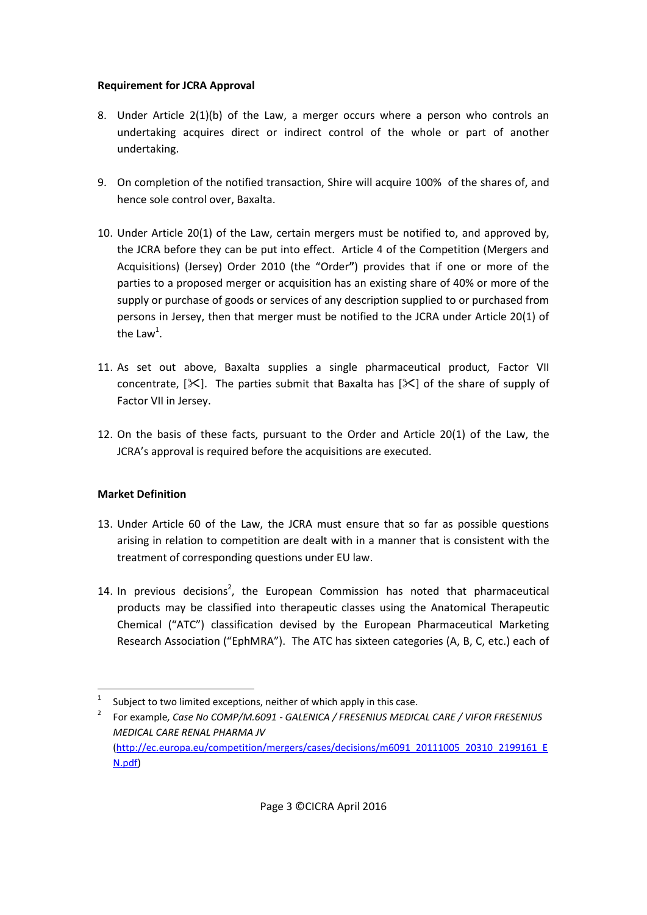**Requirement for JCRA Approval**

8. Under Article 2(1)(b) of the Law, a merger occurs where a person who controls an undertaking acquires direct or indirect control of the whole or part of another undertaking.

9. On completion of the notified transaction, Shire will acquire 100% of the shares of, and hence sole control over, Baxalta.

10. Under Article 20(1) of the Law, certain mergers must be notified to, and approved by, the JCRA before they can be put into effect. Article 4 of the Competition (Mergers and Acquisitions) (Jersey) Order 2010 (the "Order") provides that if one or more of the parties to a proposed merger or acquisition has an existing share of 40% or more of the supply or purchase of goods or services of any description supplied to or purchased from persons in Jersey, then that merger must be notified to the JCRA under Article 20(1) of the Law[1].

11. As set out above, Baxalta supplies a single pharmaceutical product, Factor VII concentrate, [✂]. The parties submit that Baxalta has [✂] of the share of supply of Factor VII in Jersey.

12. On the basis of these facts, pursuant to the Order and Article 20(1) of the Law, the JCRA's approval is required before the acquisitions are executed.

**Market Definition**

13. Under Article 60 of the Law, the JCRA must ensure that so far as possible questions arising in relation to competition are dealt with in a manner that is consistent with the treatment of corresponding questions under EU law.

14. In previous decisions[2], the European Commission has noted that pharmaceutical products may be classified into therapeutic classes using the Anatomical Therapeutic Chemical ("ATC") classification devised by the European Pharmaceutical Marketing Research Association ("EphMRA"). The ATC has sixteen categories (A, B, C, etc.) each of

---

[1] Subject to two limited exceptions, neither of which apply in this case.

[2] For example, *Case No COMP/M.6091 - GALENICA / FRESENIUS MEDICAL CARE / VIFOR FRESENIUS MEDICAL CARE RENAL PHARMA JV* (http://ec.europa.eu/competition/mergers/cases/decisions/m6091_20111005_20310_2199161_EN.pdf)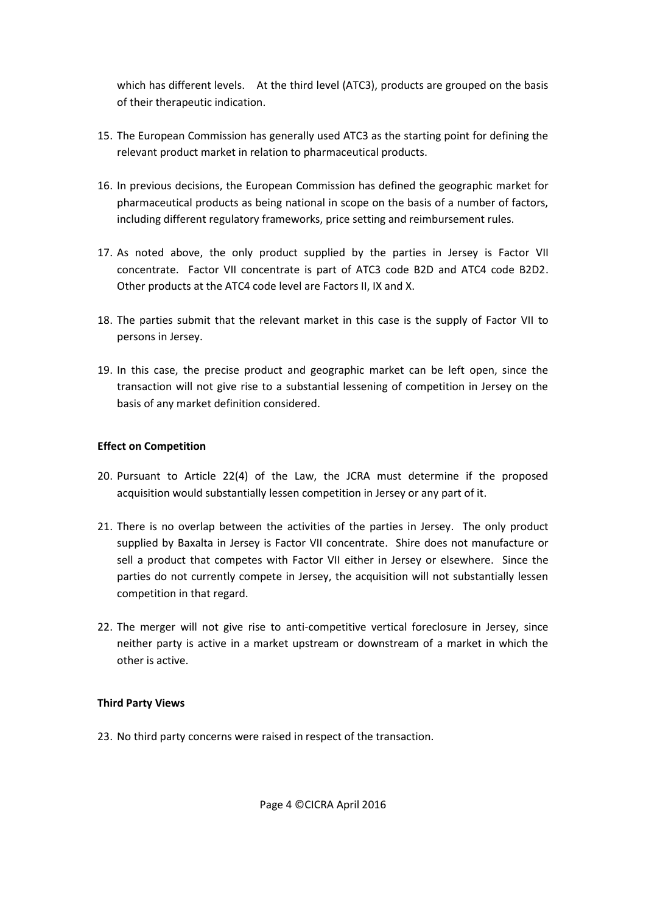which has different levels. At the third level (ATC3), products are grouped on the basis of their therapeutic indication.

15. The European Commission has generally used ATC3 as the starting point for defining the relevant product market in relation to pharmaceutical products.

16. In previous decisions, the European Commission has defined the geographic market for pharmaceutical products as being national in scope on the basis of a number of factors, including different regulatory frameworks, price setting and reimbursement rules.

17. As noted above, the only product supplied by the parties in Jersey is Factor VII concentrate. Factor VII concentrate is part of ATC3 code B2D and ATC4 code B2D2. Other products at the ATC4 code level are Factors II, IX and X.

18. The parties submit that the relevant market in this case is the supply of Factor VII to persons in Jersey.

19. In this case, the precise product and geographic market can be left open, since the transaction will not give rise to a substantial lessening of competition in Jersey on the basis of any market definition considered.

**Effect on Competition**

20. Pursuant to Article 22(4) of the Law, the JCRA must determine if the proposed acquisition would substantially lessen competition in Jersey or any part of it.

21. There is no overlap between the activities of the parties in Jersey. The only product supplied by Baxalta in Jersey is Factor VII concentrate. Shire does not manufacture or sell a product that competes with Factor VII either in Jersey or elsewhere. Since the parties do not currently compete in Jersey, the acquisition will not substantially lessen competition in that regard.

22. The merger will not give rise to anti-competitive vertical foreclosure in Jersey, since neither party is active in a market upstream or downstream of a market in which the other is active.

**Third Party Views**

23. No third party concerns were raised in respect of the transaction.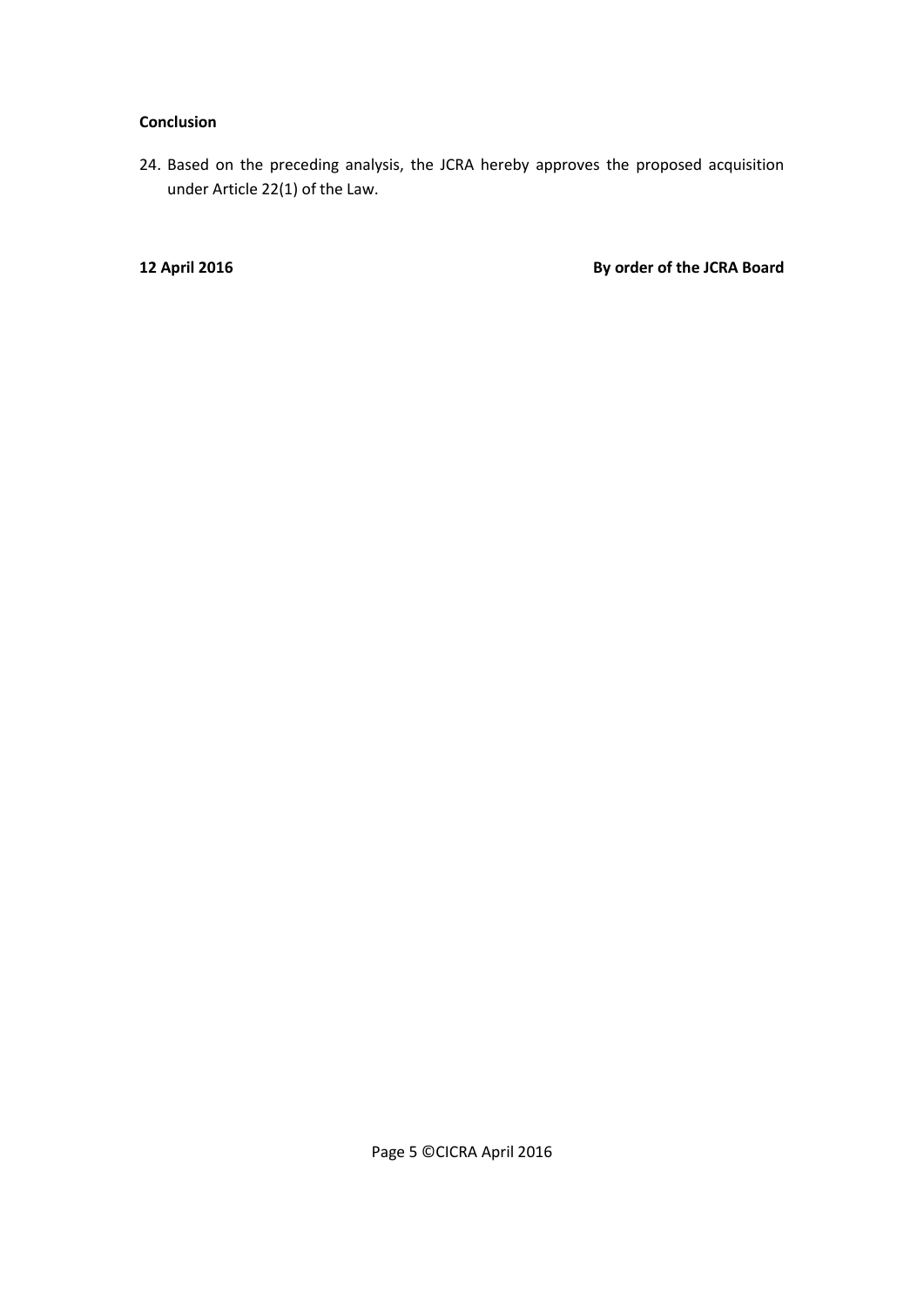**Conclusion**

24. Based on the preceding analysis, the JCRA hereby approves the proposed acquisition under Article 22(1) of the Law.

**12 April 2016** **By order of the JCRA Board**